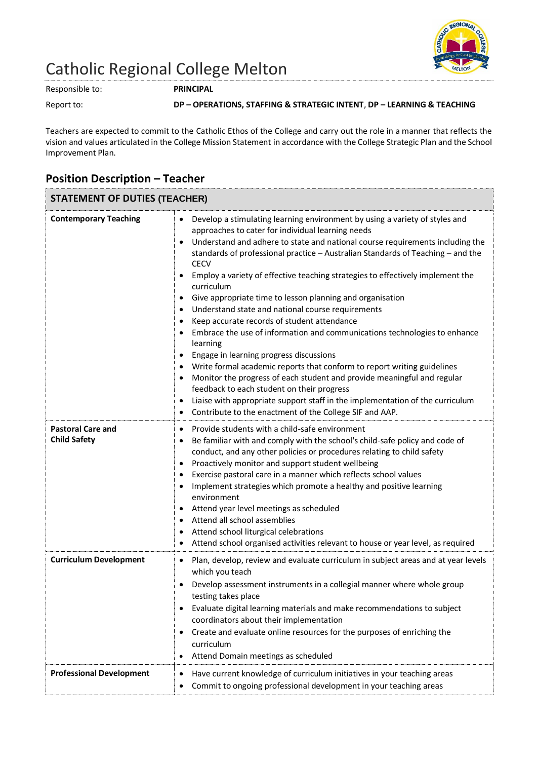# Catholic Regional College Melton

Responsible to: **PRINCIPAL**

Report to: **DP – OPERATIONS, STAFFING & STRATEGIC INTENT**, **DP – LEARNING & TEACHING**

Teachers are expected to commit to the Catholic Ethos of the College and carry out the role in a manner that reflects the vision and values articulated in the College Mission Statement in accordance with the College Strategic Plan and the School Improvement Plan.

## Position Description – Teacher

| **STATEMENT OF DUTIES (TEACHER)** | |
|---|---|
| **Contemporary Teaching** | • Develop a stimulating learning environment by using a variety of styles and approaches to cater for individual learning needs<br>• Understand and adhere to state and national course requirements including the standards of professional practice – Australian Standards of Teaching – and the CECV<br>• Employ a variety of effective teaching strategies to effectively implement the curriculum<br>• Give appropriate time to lesson planning and organisation<br>• Understand state and national course requirements<br>• Keep accurate records of student attendance<br>• Embrace the use of information and communications technologies to enhance learning<br>• Engage in learning progress discussions<br>• Write formal academic reports that conform to report writing guidelines<br>• Monitor the progress of each student and provide meaningful and regular feedback to each student on their progress<br>• Liaise with appropriate support staff in the implementation of the curriculum<br>• Contribute to the enactment of the College SIF and AAP. |
| **Pastoral Care and Child Safety** | • Provide students with a child-safe environment<br>• Be familiar with and comply with the school's child-safe policy and code of conduct, and any other policies or procedures relating to child safety<br>• Proactively monitor and support student wellbeing<br>• Exercise pastoral care in a manner which reflects school values<br>• Implement strategies which promote a healthy and positive learning environment<br>• Attend year level meetings as scheduled<br>• Attend all school assemblies<br>• Attend school liturgical celebrations<br>• Attend school organised activities relevant to house or year level, as required |
| **Curriculum Development** | • Plan, develop, review and evaluate curriculum in subject areas and at year levels which you teach<br>• Develop assessment instruments in a collegial manner where whole group testing takes place<br>• Evaluate digital learning materials and make recommendations to subject coordinators about their implementation<br>• Create and evaluate online resources for the purposes of enriching the curriculum<br>• Attend Domain meetings as scheduled |
| **Professional Development** | • Have current knowledge of curriculum initiatives in your teaching areas<br>• Commit to ongoing professional development in your teaching areas |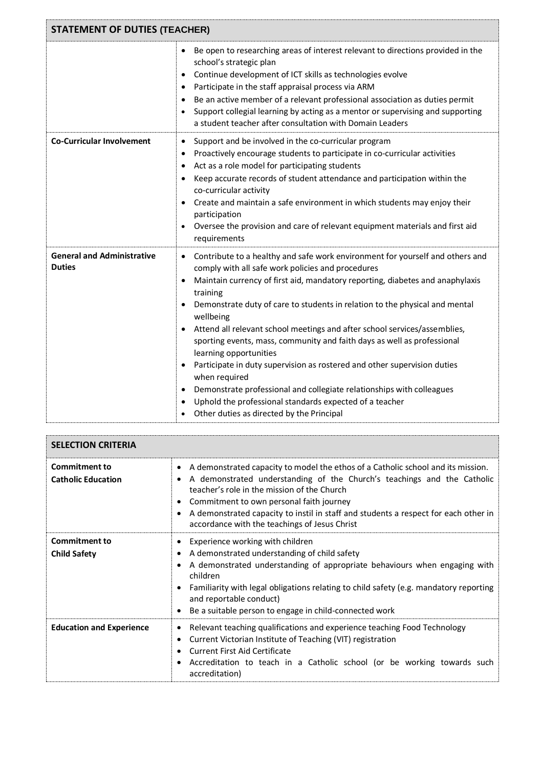| STATEMENT OF DUTIES (TEACHER) | |
|---|---|
| | • Be open to researching areas of interest relevant to directions provided in the school's strategic plan<br>• Continue development of ICT skills as technologies evolve<br>• Participate in the staff appraisal process via ARM<br>• Be an active member of a relevant professional association as duties permit<br>• Support collegial learning by acting as a mentor or supervising and supporting a student teacher after consultation with Domain Leaders |
| **Co-Curricular Involvement** | • Support and be involved in the co-curricular program<br>• Proactively encourage students to participate in co-curricular activities<br>• Act as a role model for participating students<br>• Keep accurate records of student attendance and participation within the co-curricular activity<br>• Create and maintain a safe environment in which students may enjoy their participation<br>• Oversee the provision and care of relevant equipment materials and first aid requirements |
| **General and Administrative Duties** | • Contribute to a healthy and safe work environment for yourself and others and comply with all safe work policies and procedures<br>• Maintain currency of first aid, mandatory reporting, diabetes and anaphylaxis training<br>• Demonstrate duty of care to students in relation to the physical and mental wellbeing<br>• Attend all relevant school meetings and after school services/assemblies, sporting events, mass, community and faith days as well as professional learning opportunities<br>• Participate in duty supervision as rostered and other supervision duties when required<br>• Demonstrate professional and collegiate relationships with colleagues<br>• Uphold the professional standards expected of a teacher<br>• Other duties as directed by the Principal |

| SELECTION CRITERIA | |
|---|---|
| **Commitment to Catholic Education** | • A demonstrated capacity to model the ethos of a Catholic school and its mission.<br>• A demonstrated understanding of the Church's teachings and the Catholic teacher's role in the mission of the Church<br>• Commitment to own personal faith journey<br>• A demonstrated capacity to instil in staff and students a respect for each other in accordance with the teachings of Jesus Christ |
| **Commitment to Child Safety** | • Experience working with children<br>• A demonstrated understanding of child safety<br>• A demonstrated understanding of appropriate behaviours when engaging with children<br>• Familiarity with legal obligations relating to child safety (e.g. mandatory reporting and reportable conduct)<br>• Be a suitable person to engage in child-connected work |
| **Education and Experience** | • Relevant teaching qualifications and experience teaching Food Technology<br>• Current Victorian Institute of Teaching (VIT) registration<br>• Current First Aid Certificate<br>• Accreditation to teach in a Catholic school (or be working towards such accreditation) |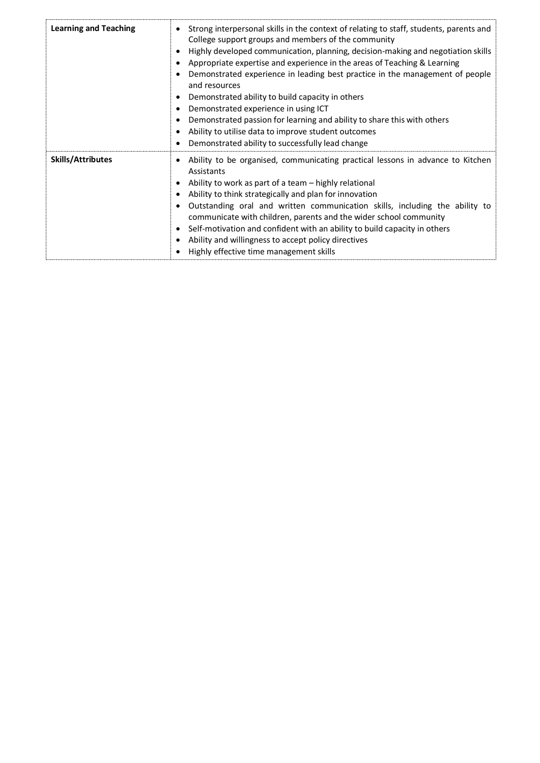| | |
|---|---|
| **Learning and Teaching** | • Strong interpersonal skills in the context of relating to staff, students, parents and College support groups and members of the community<br>• Highly developed communication, planning, decision-making and negotiation skills<br>• Appropriate expertise and experience in the areas of Teaching & Learning<br>• Demonstrated experience in leading best practice in the management of people and resources<br>• Demonstrated ability to build capacity in others<br>• Demonstrated experience in using ICT<br>• Demonstrated passion for learning and ability to share this with others<br>• Ability to utilise data to improve student outcomes<br>• Demonstrated ability to successfully lead change |
| **Skills/Attributes** | • Ability to be organised, communicating practical lessons in advance to Kitchen Assistants<br>• Ability to work as part of a team – highly relational<br>• Ability to think strategically and plan for innovation<br>• Outstanding oral and written communication skills, including the ability to communicate with children, parents and the wider school community<br>• Self-motivation and confident with an ability to build capacity in others<br>• Ability and willingness to accept policy directives<br>• Highly effective time management skills |